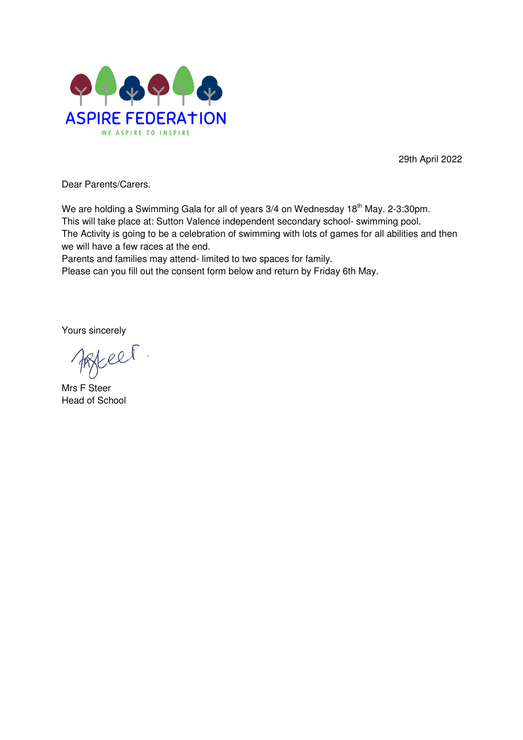ASPIRE FEDERATION

WE ASPIRE TO INSPIRE

29th April 2022

Dear Parents/Carers.

We are holding a Swimming Gala for all of years 3/4 on Wednesday 18th May. 2-3:30pm.
This will take place at: Sutton Valence independent secondary school- swimming pool.
The Activity is going to be a celebration of swimming with lots of games for all abilities and then we will have a few races at the end.
Parents and families may attend- limited to two spaces for family.
Please can you fill out the consent form below and return by Friday 6th May.

Yours sincerely

Mrs F Steer
Head of School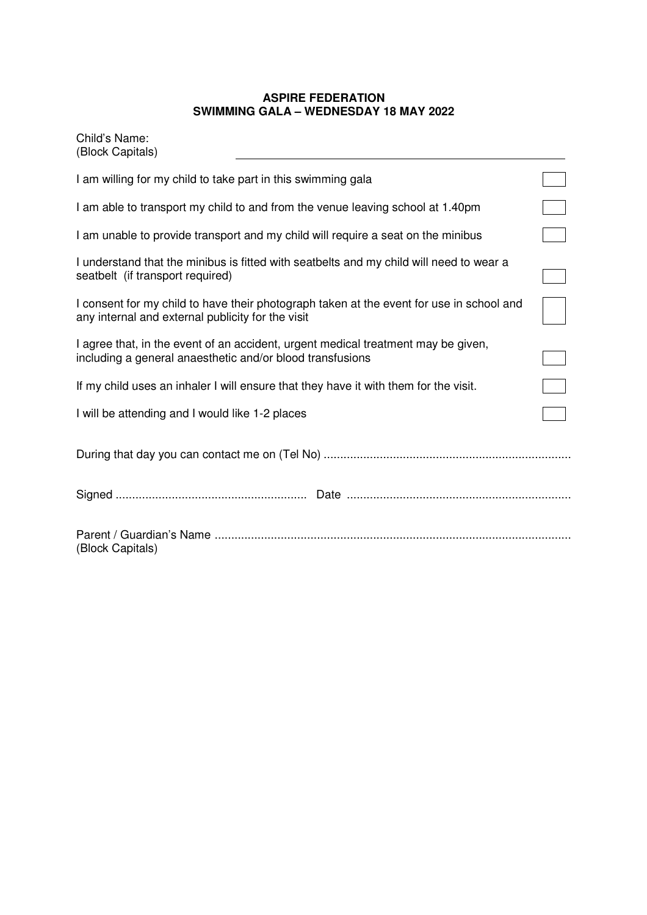**ASPIRE FEDERATION**
**SWIMMING GALA – WEDNESDAY 18 MAY 2022**

Child's Name:
(Block Capitals) \_\_\_\_\_\_\_\_\_\_\_\_\_\_\_\_\_\_\_\_\_\_\_\_\_\_\_\_\_\_\_\_\_\_\_\_\_\_\_\_

I am willing for my child to take part in this swimming gala ☐

I am able to transport my child to and from the venue leaving school at 1.40pm ☐

I am unable to provide transport and my child will require a seat on the minibus ☐

I understand that the minibus is fitted with seatbelts and my child will need to wear a seatbelt (if transport required) ☐

I consent for my child to have their photograph taken at the event for use in school and any internal and external publicity for the visit ☐

I agree that, in the event of an accident, urgent medical treatment may be given, including a general anaesthetic and/or blood transfusions ☐

If my child uses an inhaler I will ensure that they have it with them for the visit. ☐

I will be attending and I would like 1-2 places ☐

During that day you can contact me on (Tel No) ..........................................................................

Signed ..........................................................  Date ...................................................................

Parent / Guardian's Name ...........................................................................................................
(Block Capitals)